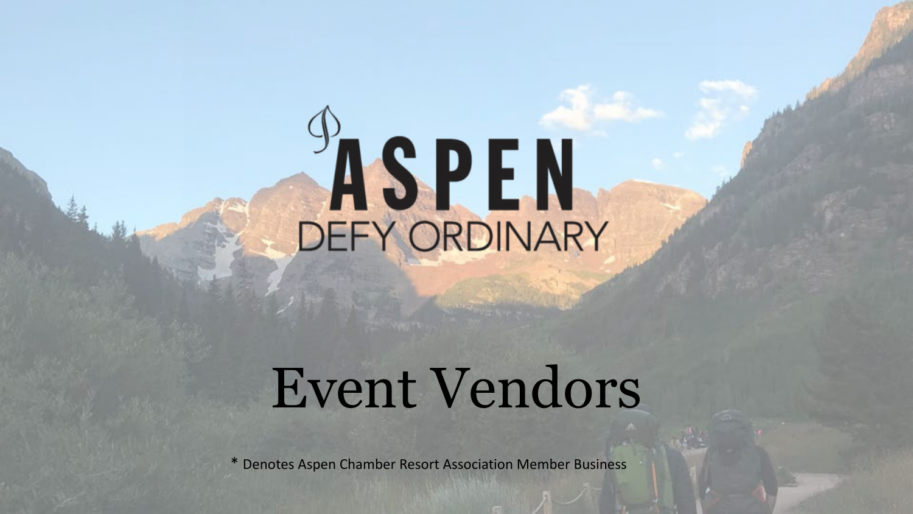# ASPEN

DEFY ORDINARY

# Event Vendors

* Denotes Aspen Chamber Resort Association Member Business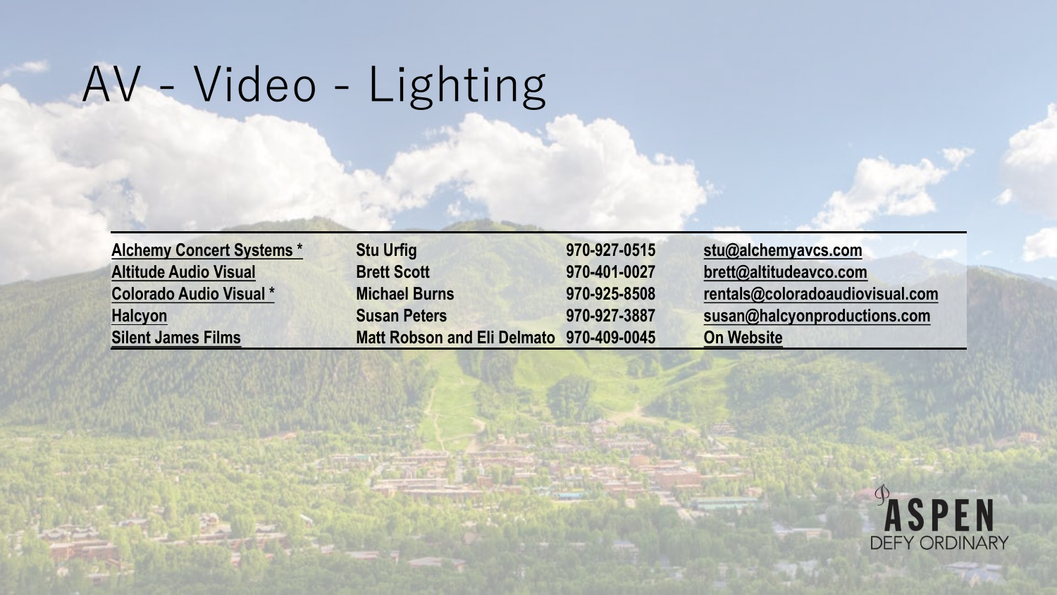# AV - Video - Lighting

| | | | |
|---|---|---|---|
| **Alchemy Concert Systems *** | **Stu Urfig** | **970-927-0515** | **stu@alchemyavcs.com** |
| **Altitude Audio Visual** | **Brett Scott** | **970-401-0027** | **brett@altitudeavco.com** |
| **Colorado Audio Visual *** | **Michael Burns** | **970-925-8508** | **rentals@coloradoaudiovisual.com** |
| **Halcyon** | **Susan Peters** | **970-927-3887** | **susan@halcyonproductions.com** |
| **Silent James Films** | **Matt Robson and Eli Delmato** | **970-409-0045** | **On Website** |

ASPEN
DEFY ORDINARY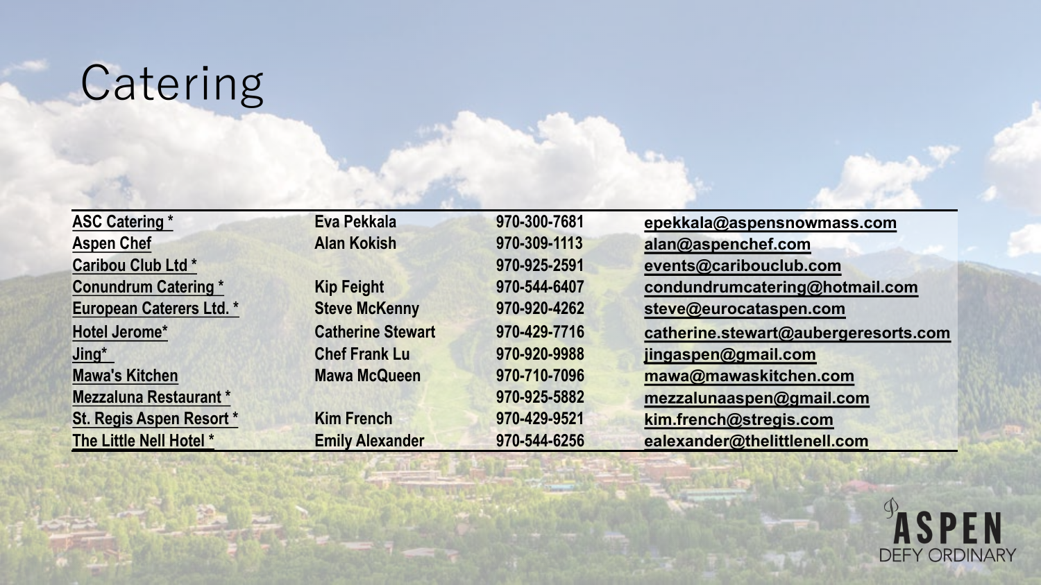# Catering

| | | | |
|---|---|---|---|
| ASC Catering * | Eva Pekkala | 970-300-7681 | epekkala@aspensnowmass.com |
| Aspen Chef | Alan Kokish | 970-309-1113 | alan@aspenchef.com |
| Caribou Club Ltd * | | 970-925-2591 | events@caribouclub.com |
| Conundrum Catering * | Kip Feight | 970-544-6407 | condundrumcatering@hotmail.com |
| European Caterers Ltd. * | Steve McKenny | 970-920-4262 | steve@eurocataspen.com |
| Hotel Jerome* | Catherine Stewart | 970-429-7716 | catherine.stewart@aubergeresorts.com |
| Jing* | Chef Frank Lu | 970-920-9988 | jingaspen@gmail.com |
| Mawa's Kitchen | Mawa McQueen | 970-710-7096 | mawa@mawaskitchen.com |
| Mezzaluna Restaurant * | | 970-925-5882 | mezzalunaaspen@gmail.com |
| St. Regis Aspen Resort * | Kim French | 970-429-9521 | kim.french@stregis.com |
| The Little Nell Hotel * | Emily Alexander | 970-544-6256 | ealexander@thelittlenell.com |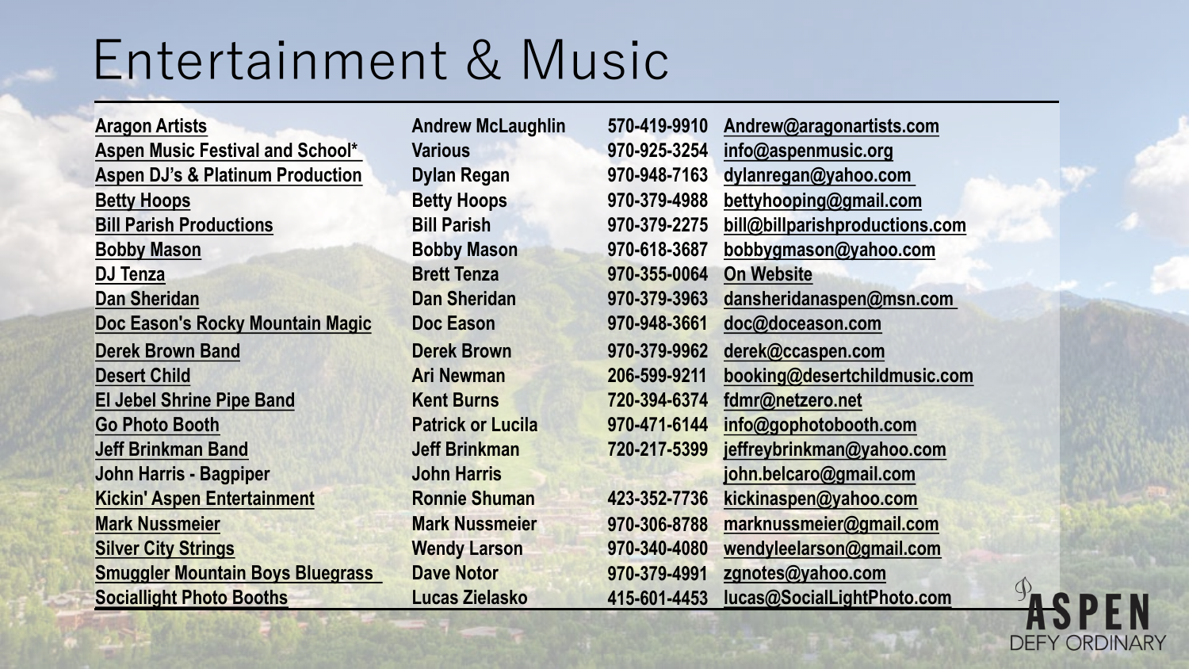# Entertainment & Music

| | | | |
|---|---|---|---|
| Aragon Artists | Andrew McLaughlin | 570-419-9910 | Andrew@aragonartists.com |
| Aspen Music Festival and School* | Various | 970-925-3254 | info@aspenmusic.org |
| Aspen DJ's & Platinum Production | Dylan Regan | 970-948-7163 | dylanregan@yahoo.com |
| Betty Hoops | Betty Hoops | 970-379-4988 | bettyhooping@gmail.com |
| Bill Parish Productions | Bill Parish | 970-379-2275 | bill@billparishproductions.com |
| Bobby Mason | Bobby Mason | 970-618-3687 | bobbygmason@yahoo.com |
| DJ Tenza | Brett Tenza | 970-355-0064 | On Website |
| Dan Sheridan | Dan Sheridan | 970-379-3963 | dansheridanaspen@msn.com |
| Doc Eason's Rocky Mountain Magic | Doc Eason | 970-948-3661 | doc@doceason.com |
| Derek Brown Band | Derek Brown | 970-379-9962 | derek@ccaspen.com |
| Desert Child | Ari Newman | 206-599-9211 | booking@desertchildmusic.com |
| El Jebel Shrine Pipe Band | Kent Burns | 720-394-6374 | fdmr@netzero.net |
| Go Photo Booth | Patrick or Lucila | 970-471-6144 | info@gophotobooth.com |
| Jeff Brinkman Band | Jeff Brinkman | 720-217-5399 | jeffreybrinkman@yahoo.com |
| John Harris - Bagpiper | John Harris | | john.belcaro@gmail.com |
| Kickin' Aspen Entertainment | Ronnie Shuman | 423-352-7736 | kickinaspen@yahoo.com |
| Mark Nussmeier | Mark Nussmeier | 970-306-8788 | marknussmeier@gmail.com |
| Silver City Strings | Wendy Larson | 970-340-4080 | wendyleelarson@gmail.com |
| Smuggler Mountain Boys Bluegrass | Dave Notor | 970-379-4991 | zgnotes@yahoo.com |
| Sociallight Photo Booths | Lucas Zielasko | 415-601-4453 | lucas@SocialLightPhoto.com |

ASPEN
DEFY ORDINARY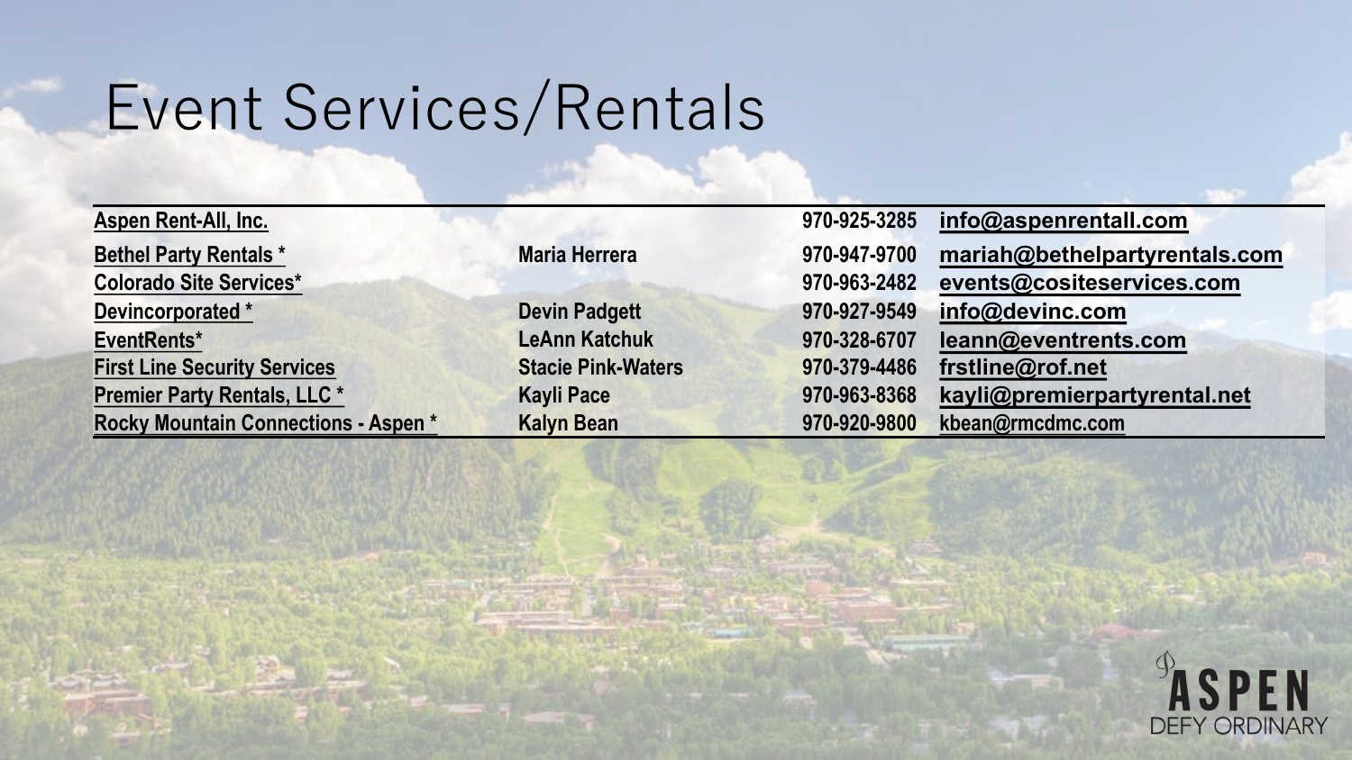# Event Services/Rentals

| | | | |
|---|---|---|---|
| Aspen Rent-All, Inc. | | 970-925-3285 | info@aspenrentall.com |
| Bethel Party Rentals * | Maria Herrera | 970-947-9700 | mariah@bethelpartyrentals.com |
| Colorado Site Services* | | 970-963-2482 | events@cositeservices.com |
| Devincorporated * | Devin Padgett | 970-927-9549 | info@devinc.com |
| EventRents* | LeAnn Katchuk | 970-328-6707 | leann@eventrents.com |
| First Line Security Services | Stacie Pink-Waters | 970-379-4486 | frstline@rof.net |
| Premier Party Rentals, LLC * | Kayli Pace | 970-963-8368 | kayli@premierpartyrental.net |
| Rocky Mountain Connections - Aspen * | Kalyn Bean | 970-920-9800 | kbean@rmcdmc.com |

ASPEN
DEFY ORDINARY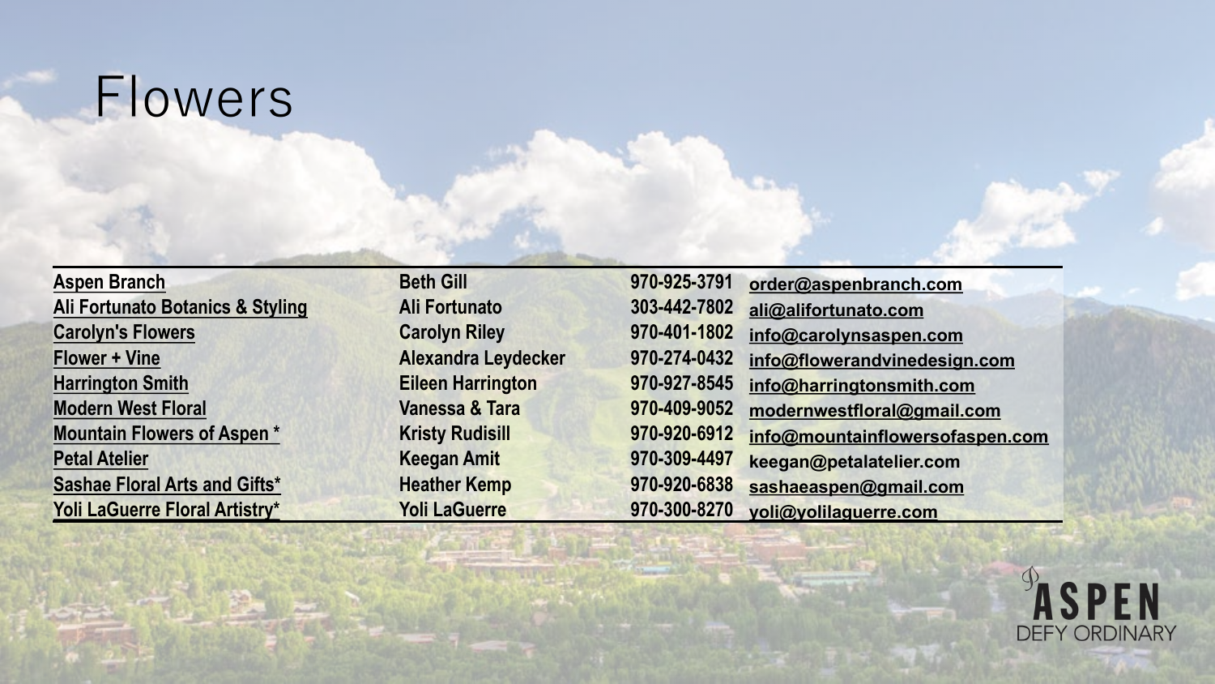# Flowers

| | | | |
|---|---|---|---|
| Aspen Branch | Beth Gill | 970-925-3791 | order@aspenbranch.com |
| Ali Fortunato Botanics & Styling | Ali Fortunato | 303-442-7802 | ali@alifortunato.com |
| Carolyn's Flowers | Carolyn Riley | 970-401-1802 | info@carolynsaspen.com |
| Flower + Vine | Alexandra Leydecker | 970-274-0432 | info@flowerandvinedesign.com |
| Harrington Smith | Eileen Harrington | 970-927-8545 | info@harringtonsmith.com |
| Modern West Floral | Vanessa & Tara | 970-409-9052 | modernwestfloral@gmail.com |
| Mountain Flowers of Aspen * | Kristy Rudisill | 970-920-6912 | info@mountainflowersofaspen.com |
| Petal Atelier | Keegan Amit | 970-309-4497 | keegan@petalatelier.com |
| Sashae Floral Arts and Gifts* | Heather Kemp | 970-920-6838 | sashaeaspen@gmail.com |
| Yoli LaGuerre Floral Artistry* | Yoli LaGuerre | 970-300-8270 | yoli@yolilaguerre.com |

ASPEN
DEFY ORDINARY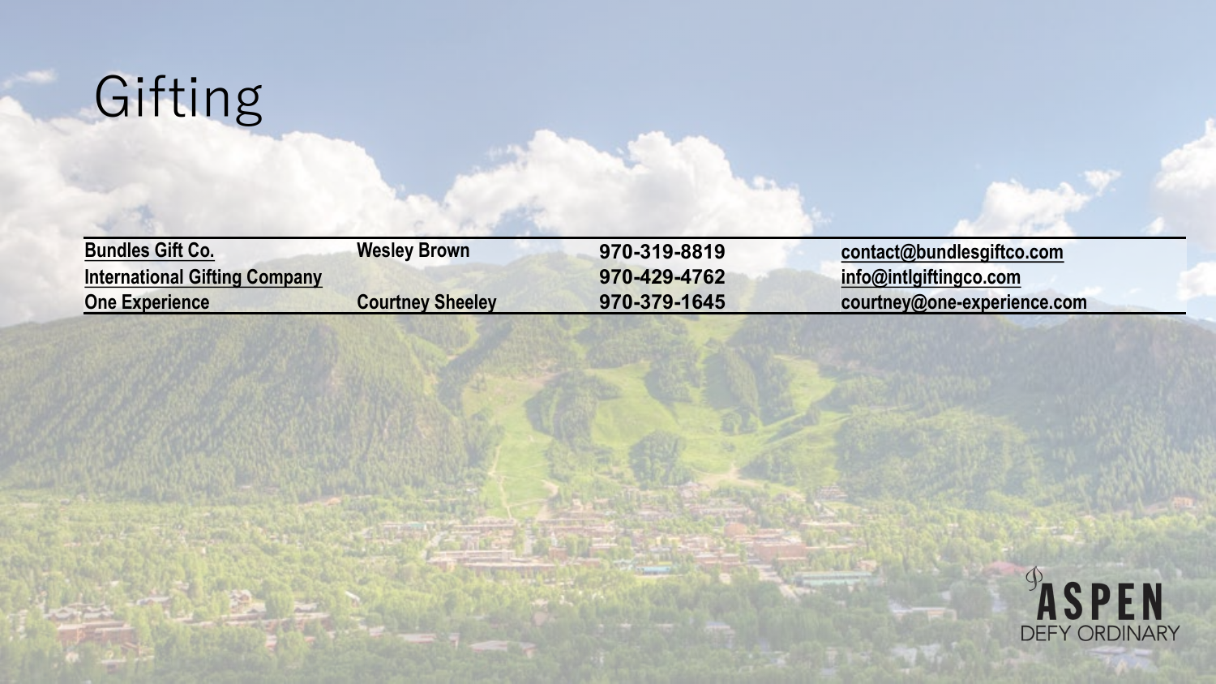# Gifting

| | | | |
|---|---|---|---|
| Bundles Gift Co. | Wesley Brown | 970-319-8819 | contact@bundlesgiftco.com |
| International Gifting Company | | 970-429-4762 | info@intlgiftingco.com |
| One Experience | Courtney Sheeley | 970-379-1645 | courtney@one-experience.com |

ASPEN
DEFY ORDINARY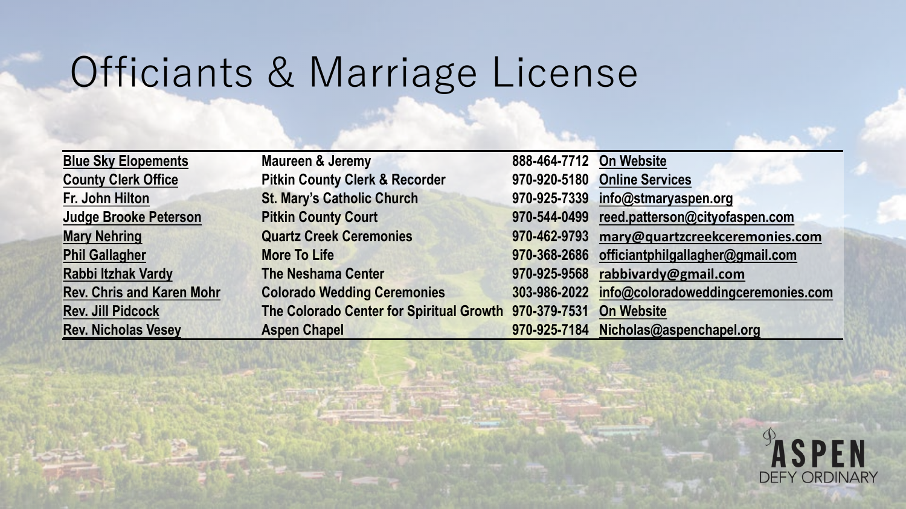# Officiants & Marriage License

| | | | |
|---|---|---|---|
| Blue Sky Elopements | Maureen & Jeremy | 888-464-7712 | On Website |
| County Clerk Office | Pitkin County Clerk & Recorder | 970-920-5180 | Online Services |
| Fr. John Hilton | St. Mary's Catholic Church | 970-925-7339 | info@stmaryaspen.org |
| Judge Brooke Peterson | Pitkin County Court | 970-544-0499 | reed.patterson@cityofaspen.com |
| Mary Nehring | Quartz Creek Ceremonies | 970-462-9793 | mary@quartzcreekceremonies.com |
| Phil Gallagher | More To Life | 970-368-2686 | officiantphilgallagher@gmail.com |
| Rabbi Itzhak Vardy | The Neshama Center | 970-925-9568 | rabbivardy@gmail.com |
| Rev. Chris and Karen Mohr | Colorado Wedding Ceremonies | 303-986-2022 | info@coloradoweddingceremonies.com |
| Rev. Jill Pidcock | The Colorado Center for Spiritual Growth | 970-379-7531 | On Website |
| Rev. Nicholas Vesey | Aspen Chapel | 970-925-7184 | Nicholas@aspenchapel.org |

ASPEN
DEFY ORDINARY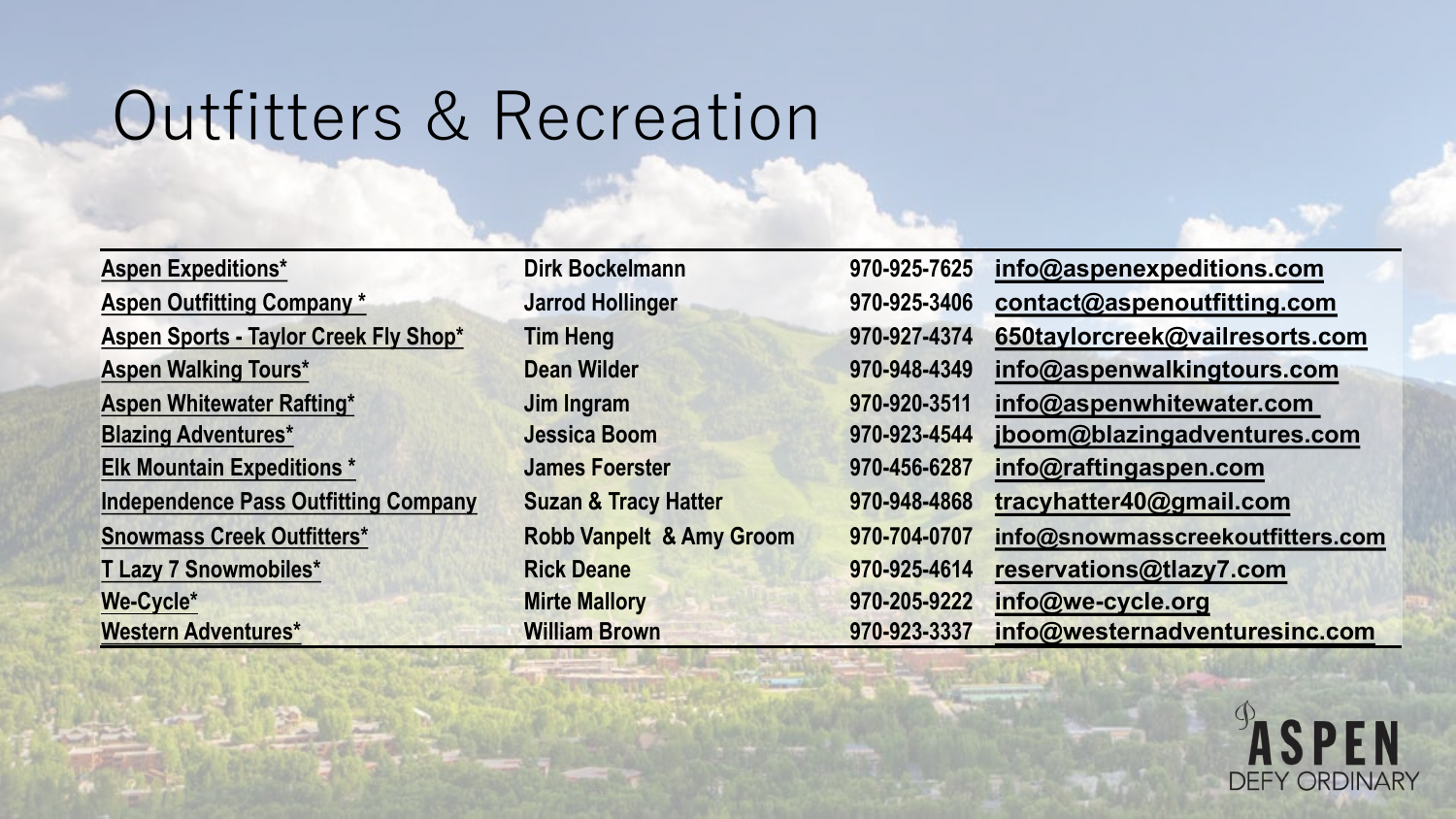# Outfitters & Recreation

| | | | |
|---|---|---|---|
| Aspen Expeditions* | Dirk Bockelmann | 970-925-7625 | info@aspenexpeditions.com |
| Aspen Outfitting Company * | Jarrod Hollinger | 970-925-3406 | contact@aspenoutfitting.com |
| Aspen Sports - Taylor Creek Fly Shop* | Tim Heng | 970-927-4374 | 650taylorcreek@vailresorts.com |
| Aspen Walking Tours* | Dean Wilder | 970-948-4349 | info@aspenwalkingtours.com |
| Aspen Whitewater Rafting* | Jim Ingram | 970-920-3511 | info@aspenwhitewater.com |
| Blazing Adventures* | Jessica Boom | 970-923-4544 | jboom@blazingadventures.com |
| Elk Mountain Expeditions * | James Foerster | 970-456-6287 | info@raftingaspen.com |
| Independence Pass Outfitting Company | Suzan & Tracy Hatter | 970-948-4868 | tracyhatter40@gmail.com |
| Snowmass Creek Outfitters* | Robb Vanpelt & Amy Groom | 970-704-0707 | info@snowmasscreekoutfitters.com |
| T Lazy 7 Snowmobiles* | Rick Deane | 970-925-4614 | reservations@tlazy7.com |
| We-Cycle* | Mirte Mallory | 970-205-9222 | info@we-cycle.org |
| Western Adventures* | William Brown | 970-923-3337 | info@westernadventuresinc.com |

ASPEN
DEFY ORDINARY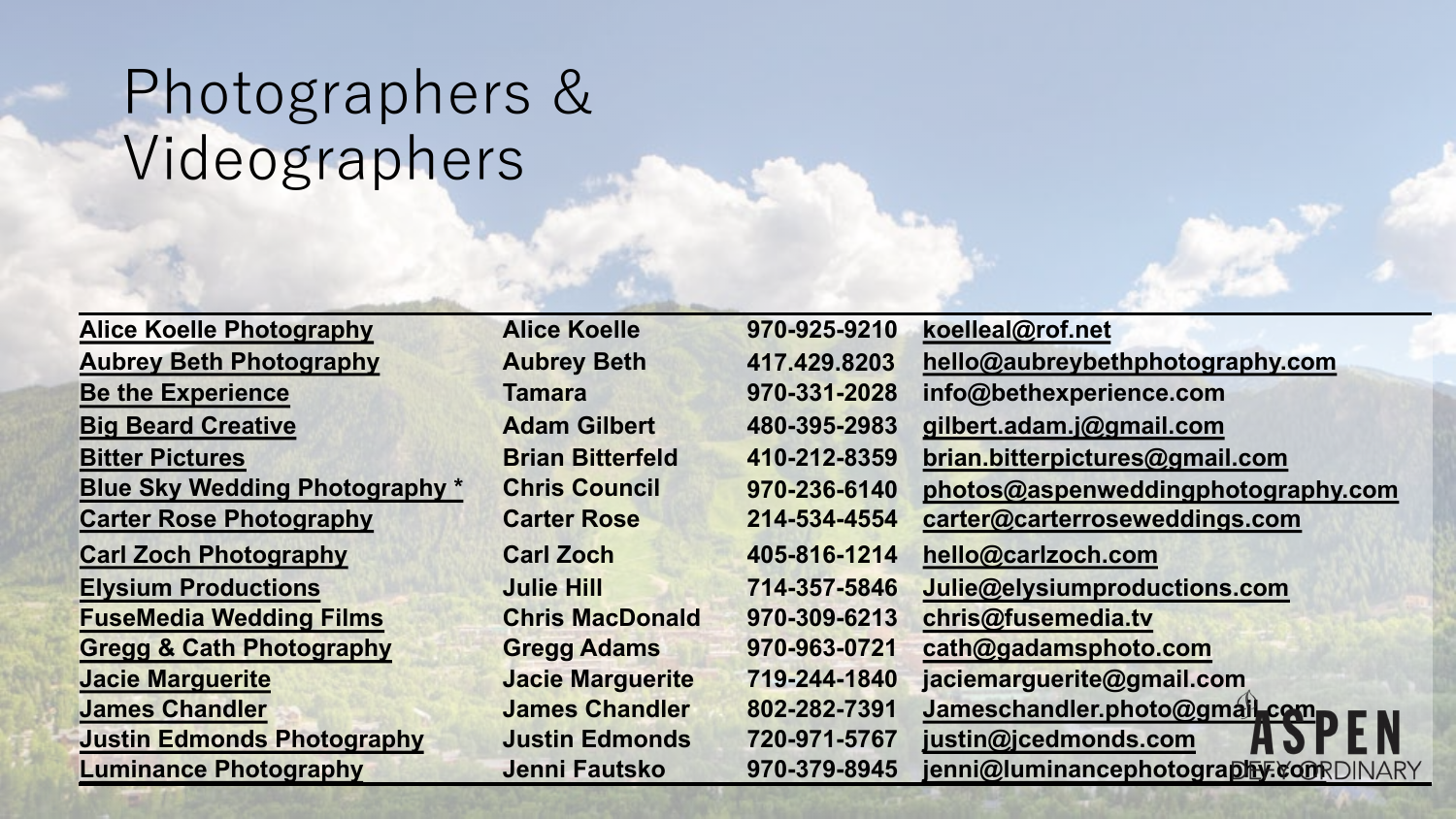# Photographers & Videographers

| | | | |
|---|---|---|---|
| Alice Koelle Photography | Alice Koelle | 970-925-9210 | koelleal@rof.net |
| Aubrey Beth Photography | Aubrey Beth | 417.429.8203 | hello@aubreybethphotography.com |
| Be the Experience | Tamara | 970-331-2028 | info@bethexperience.com |
| Big Beard Creative | Adam Gilbert | 480-395-2983 | gilbert.adam.j@gmail.com |
| Bitter Pictures | Brian Bitterfeld | 410-212-8359 | brian.bitterpictures@gmail.com |
| Blue Sky Wedding Photography * | Chris Council | 970-236-6140 | photos@aspenweddingphotography.com |
| Carter Rose Photography | Carter Rose | 214-534-4554 | carter@carterroseweddings.com |
| Carl Zoch Photography | Carl Zoch | 405-816-1214 | hello@carlzoch.com |
| Elysium Productions | Julie Hill | 714-357-5846 | Julie@elysiumproductions.com |
| FuseMedia Wedding Films | Chris MacDonald | 970-309-6213 | chris@fusemedia.tv |
| Gregg & Cath Photography | Gregg Adams | 970-963-0721 | cath@gadamsphoto.com |
| Jacie Marguerite | Jacie Marguerite | 719-244-1840 | jaciemarguerite@gmail.com |
| James Chandler | James Chandler | 802-282-7391 | Jameschandler.photo@gmail.com |
| Justin Edmonds Photography | Justin Edmonds | 720-971-5767 | justin@jcedmonds.com |
| Luminance Photography | Jenni Fautsko | 970-379-8945 | jenni@luminancephotography.com |

ASPEN BEYOND ORDINARY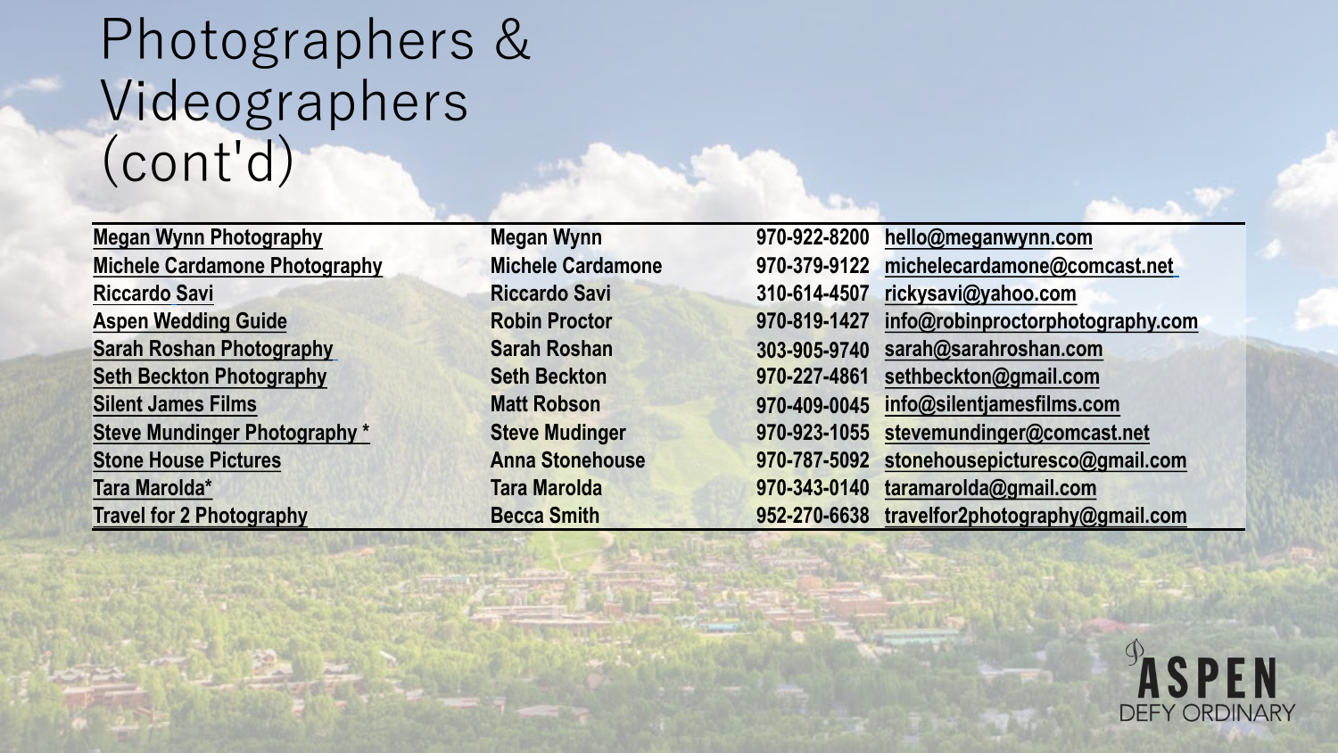# Photographers & Videographers (cont'd)

| | | | |
|---|---|---|---|
| Megan Wynn Photography | Megan Wynn | 970-922-8200 | hello@meganwynn.com |
| Michele Cardamone Photography | Michele Cardamone | 970-379-9122 | michelecardamone@comcast.net |
| Riccardo Savi | Riccardo Savi | 310-614-4507 | rickysavi@yahoo.com |
| Aspen Wedding Guide | Robin Proctor | 970-819-1427 | info@robinproctorphotography.com |
| Sarah Roshan Photography | Sarah Roshan | 303-905-9740 | sarah@sarahroshan.com |
| Seth Beckton Photography | Seth Beckton | 970-227-4861 | sethbeckton@gmail.com |
| Silent James Films | Matt Robson | 970-409-0045 | info@silentjamesfilms.com |
| Steve Mundinger Photography * | Steve Mudinger | 970-923-1055 | stevemundinger@comcast.net |
| Stone House Pictures | Anna Stonehouse | 970-787-5092 | stonehousepicturesco@gmail.com |
| Tara Marolda* | Tara Marolda | 970-343-0140 | taramarolda@gmail.com |
| Travel for 2 Photography | Becca Smith | 952-270-6638 | travelfor2photography@gmail.com |

ASPEN
DEFY ORDINARY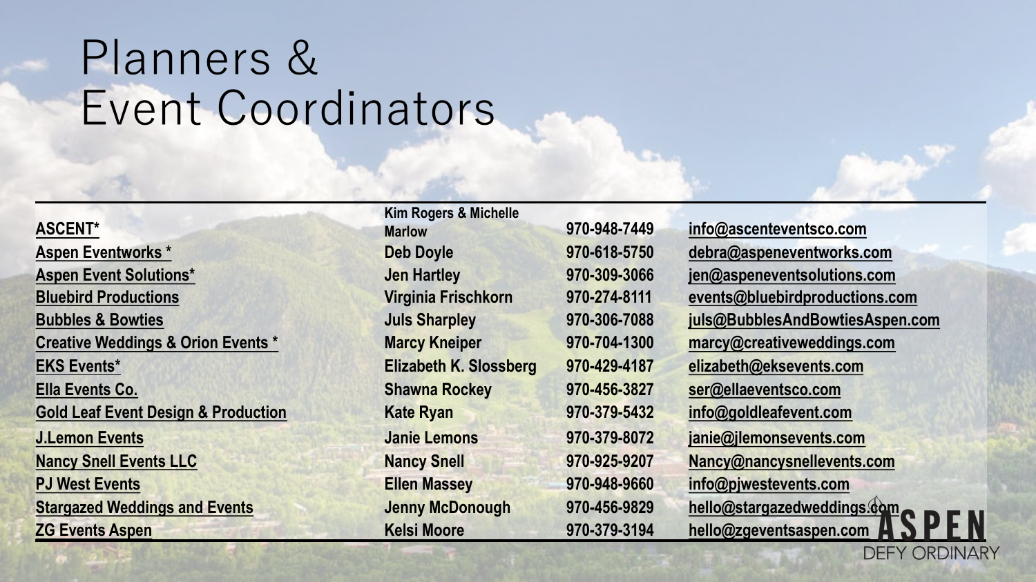# Planners & Event Coordinators

| | | | |
|---|---|---|---|
| ASCENT* | Kim Rogers & Michelle Marlow | 970-948-7449 | info@ascenteventsco.com |
| Aspen Eventworks * | Deb Doyle | 970-618-5750 | debra@aspeneventworks.com |
| Aspen Event Solutions* | Jen Hartley | 970-309-3066 | jen@aspeneventsolutions.com |
| Bluebird Productions | Virginia Frischkorn | 970-274-8111 | events@bluebirdproductions.com |
| Bubbles & Bowties | Juls Sharpley | 970-306-7088 | juls@BubblesAndBowtiesAspen.com |
| Creative Weddings & Orion Events * | Marcy Kneiper | 970-704-1300 | marcy@creativeweddings.com |
| EKS Events* | Elizabeth K. Slossberg | 970-429-4187 | elizabeth@eksevents.com |
| Ella Events Co. | Shawna Rockey | 970-456-3827 | ser@ellaeventsco.com |
| Gold Leaf Event Design & Production | Kate Ryan | 970-379-5432 | info@goldleafevent.com |
| J.Lemon Events | Janie Lemons | 970-379-8072 | janie@jlemonsevents.com |
| Nancy Snell Events LLC | Nancy Snell | 970-925-9207 | Nancy@nancysnellevents.com |
| PJ West Events | Ellen Massey | 970-948-9660 | info@pjwestevents.com |
| Stargazed Weddings and Events | Jenny McDonough | 970-456-9829 | hello@stargazedweddings.com |
| ZG Events Aspen | Kelsi Moore | 970-379-3194 | hello@zgeventsaspen.com |

ASPEN
DEFY ORDINARY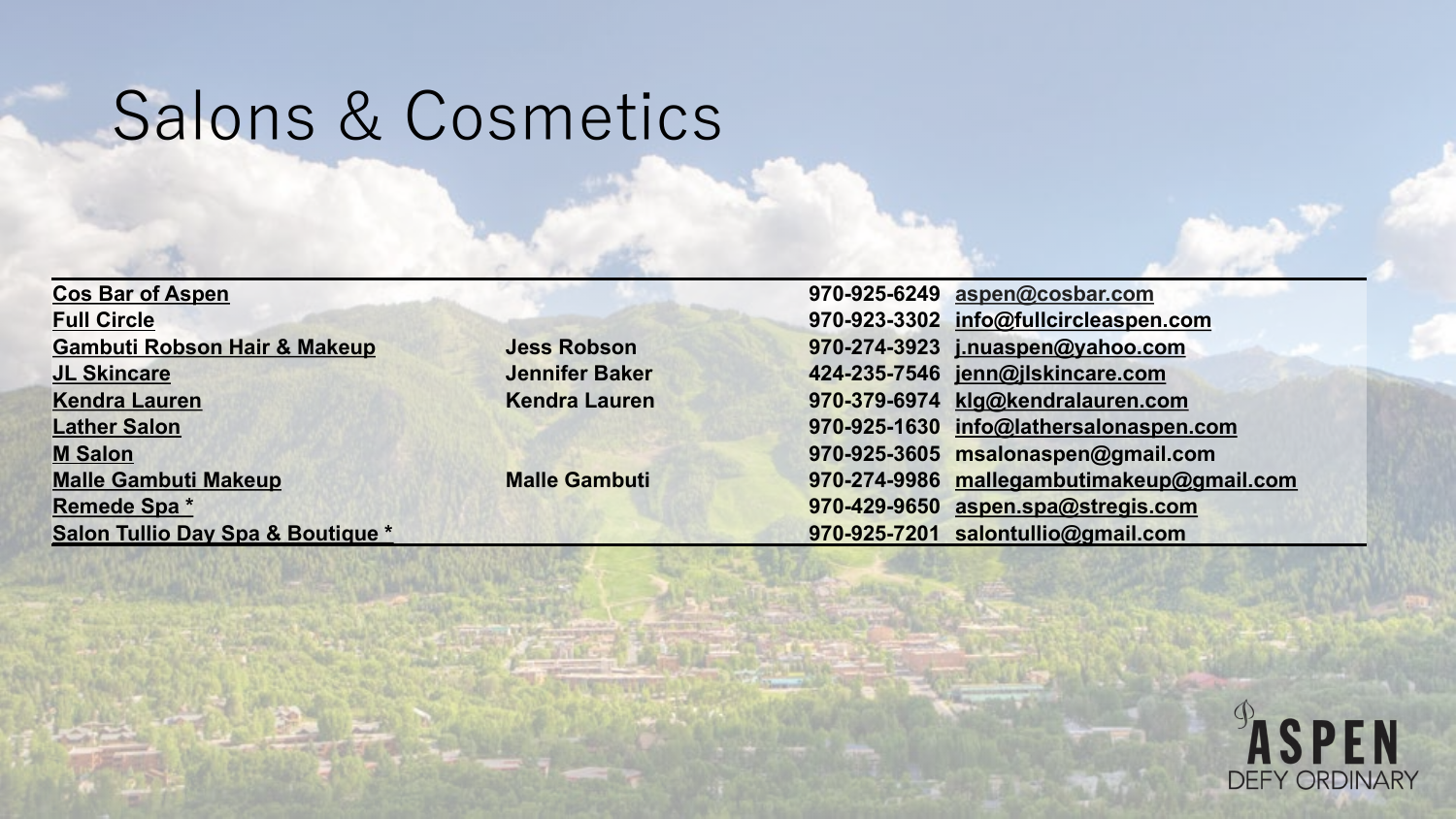# Salons & Cosmetics

| | | | |
|---|---|---|---|
| **Cos Bar of Aspen** | | **970-925-6249** | **aspen@cosbar.com** |
| **Full Circle** | | **970-923-3302** | **info@fullcircleaspen.com** |
| **Gambuti Robson Hair & Makeup** | **Jess Robson** | **970-274-3923** | **j.nuaspen@yahoo.com** |
| **JL Skincare** | **Jennifer Baker** | **424-235-7546** | **jenn@jlskincare.com** |
| **Kendra Lauren** | **Kendra Lauren** | **970-379-6974** | **klg@kendralauren.com** |
| **Lather Salon** | | **970-925-1630** | **info@lathersalonaspen.com** |
| **M Salon** | | **970-925-3605** | **msalonaspen@gmail.com** |
| **Malle Gambuti Makeup** | **Malle Gambuti** | **970-274-9986** | **mallegambutimakeup@gmail.com** |
| **Remede Spa *** | | **970-429-9650** | **aspen.spa@stregis.com** |
| **Salon Tullio Day Spa & Boutique *** | | **970-925-7201** | **salontullio@gmail.com** |

ASPEN
DEFY ORDINARY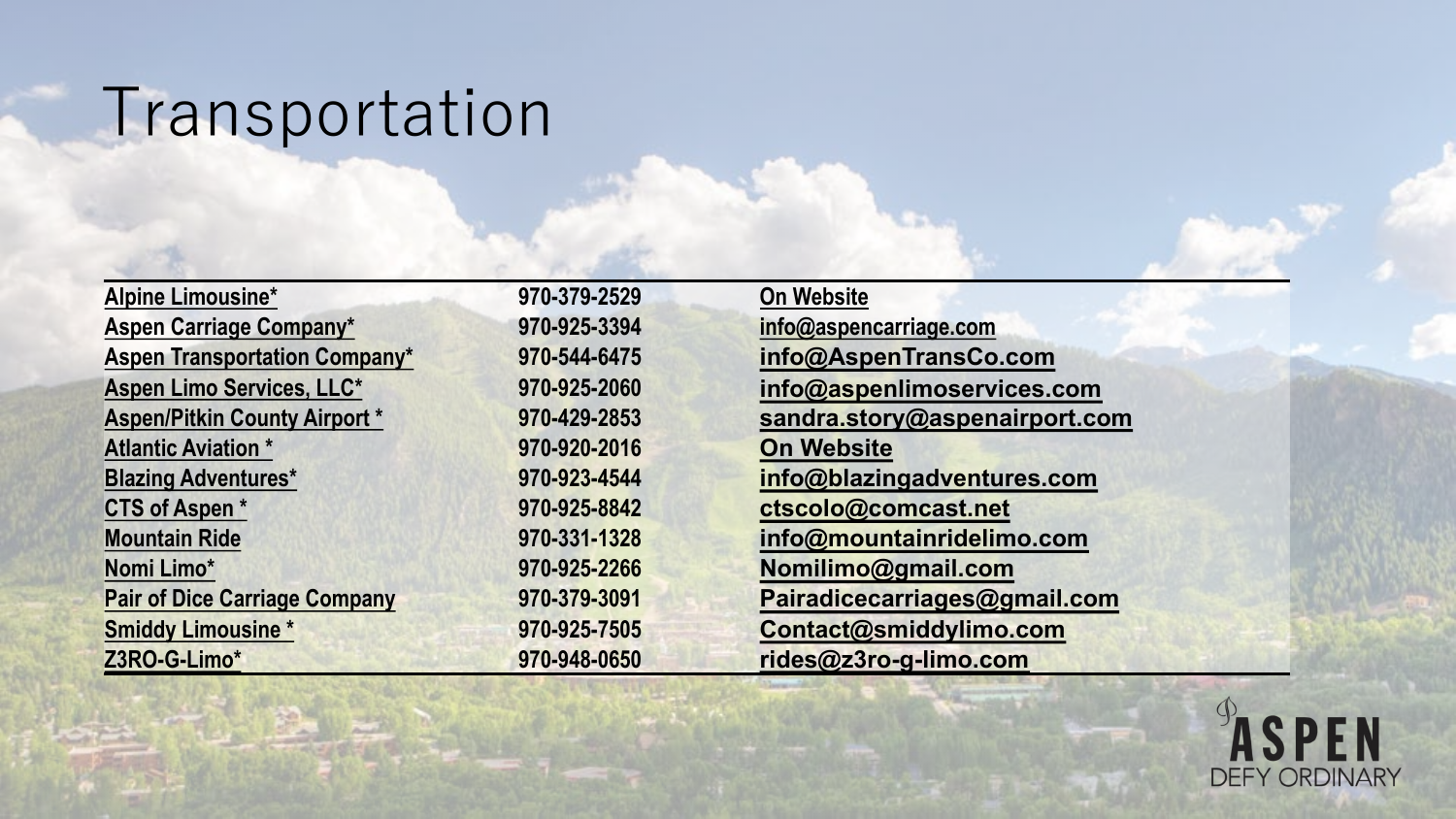# Transportation

| | | |
|---|---|---|
| Alpine Limousine* | 970-379-2529 | On Website |
| Aspen Carriage Company* | 970-925-3394 | info@aspencarriage.com |
| Aspen Transportation Company* | 970-544-6475 | info@AspenTransCo.com |
| Aspen Limo Services, LLC* | 970-925-2060 | info@aspenlimoservices.com |
| Aspen/Pitkin County Airport * | 970-429-2853 | sandra.story@aspenairport.com |
| Atlantic Aviation * | 970-920-2016 | On Website |
| Blazing Adventures* | 970-923-4544 | info@blazingadventures.com |
| CTS of Aspen * | 970-925-8842 | ctscolo@comcast.net |
| Mountain Ride | 970-331-1328 | info@mountainridelimo.com |
| Nomi Limo* | 970-925-2266 | Nomilimo@gmail.com |
| Pair of Dice Carriage Company | 970-379-3091 | Pairadicecarriages@gmail.com |
| Smiddy Limousine * | 970-925-7505 | Contact@smiddylimo.com |
| Z3RO-G-Limo* | 970-948-0650 | rides@z3ro-g-limo.com |

ASPEN
DEFY ORDINARY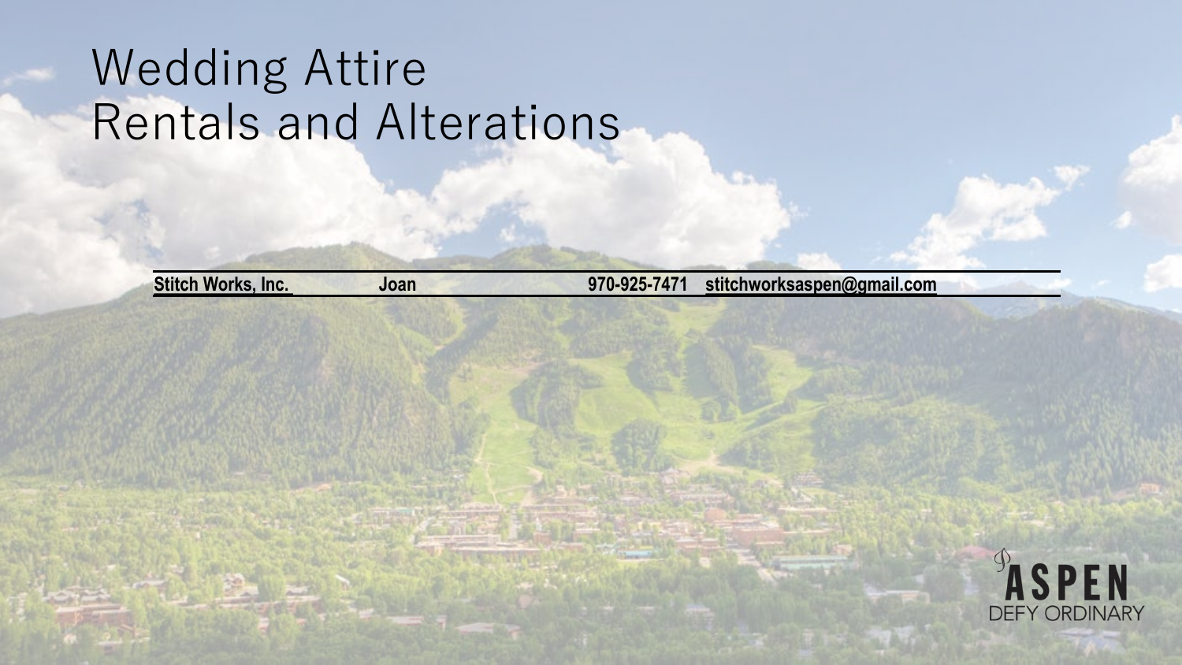# Wedding Attire
# Rentals and Alterations

| Stitch Works, Inc. | Joan | 970-925-7471 | stitchworksaspen@gmail.com |
|---|---|---|---|

ASPEN
DEFY ORDINARY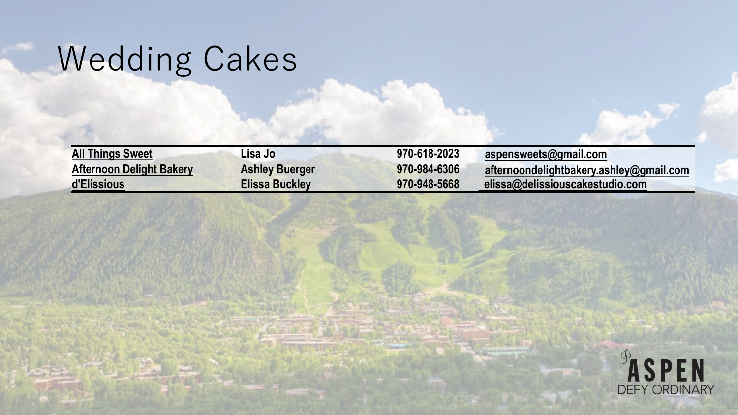# Wedding Cakes

| | | | |
|---|---|---|---|
| **All Things Sweet** | **Lisa Jo** | **970-618-2023** | **aspensweets@gmail.com** |
| **Afternoon Delight Bakery** | **Ashley Buerger** | **970-984-6306** | **afternoondelightbakery.ashley@gmail.com** |
| **d'Elissious** | **Elissa Buckley** | **970-948-5668** | **elissa@delissiouscakestudio.com** |

ASPEN
DEFY ORDINARY